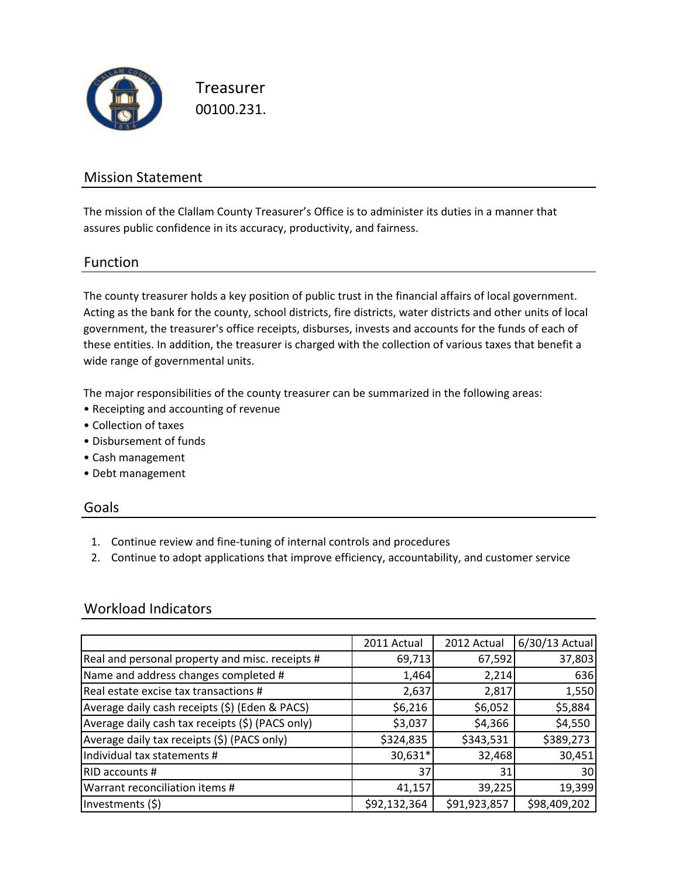# Treasurer

00100.231.

## Mission Statement

The mission of the Clallam County Treasurer's Office is to administer its duties in a manner that assures public confidence in its accuracy, productivity, and fairness.

## Function

The county treasurer holds a key position of public trust in the financial affairs of local government. Acting as the bank for the county, school districts, fire districts, water districts and other units of local government, the treasurer's office receipts, disburses, invests and accounts for the funds of each of these entities. In addition, the treasurer is charged with the collection of various taxes that benefit a wide range of governmental units.

The major responsibilities of the county treasurer can be summarized in the following areas:

- Receipting and accounting of revenue
- Collection of taxes
- Disbursement of funds
- Cash management
- Debt management

## Goals

1. Continue review and fine-tuning of internal controls and procedures
2. Continue to adopt applications that improve efficiency, accountability, and customer service

## Workload Indicators

| | 2011 Actual | 2012 Actual | 6/30/13 Actual |
|---|---|---|---|
| Real and personal property and misc. receipts # | 69,713 | 67,592 | 37,803 |
| Name and address changes completed # | 1,464 | 2,214 | 636 |
| Real estate excise tax transactions # | 2,637 | 2,817 | 1,550 |
| Average daily cash receipts ($) (Eden & PACS) | $6,216 | $6,052 | $5,884 |
| Average daily cash tax receipts ($) (PACS only) | $3,037 | $4,366 | $4,550 |
| Average daily tax receipts ($) (PACS only) | $324,835 | $343,531 | $389,273 |
| Individual tax statements # | 30,631* | 32,468 | 30,451 |
| RID accounts # | 37 | 31 | 30 |
| Warrant reconciliation items # | 41,157 | 39,225 | 19,399 |
| Investments ($) | $92,132,364 | $91,923,857 | $98,409,202 |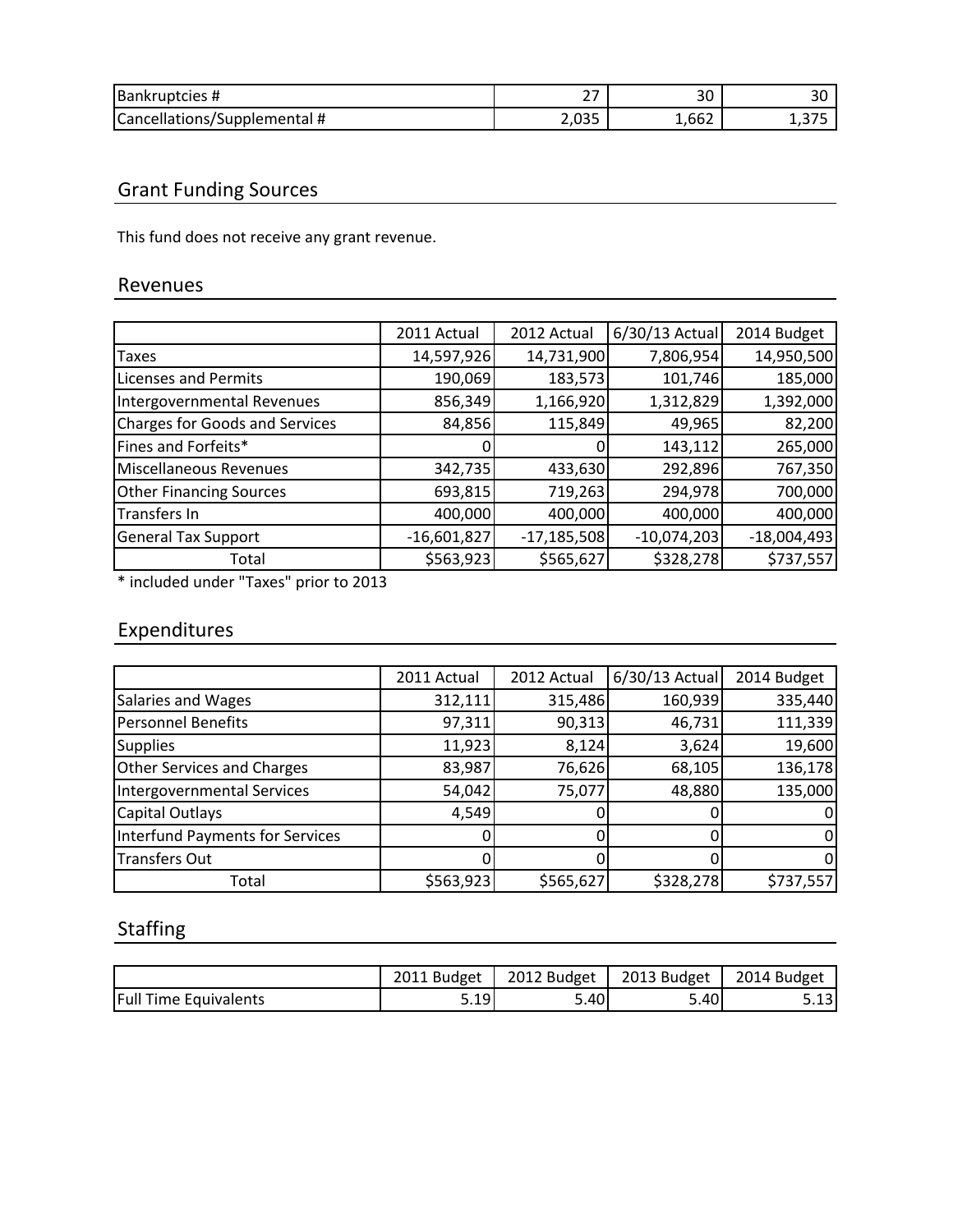| | | | |
|---|---|---|---|
| Bankruptcies # | 27 | 30 | 30 |
| Cancellations/Supplemental # | 2,035 | 1,662 | 1,375 |

## Grant Funding Sources

This fund does not receive any grant revenue.

## Revenues

| | 2011 Actual | 2012 Actual | 6/30/13 Actual | 2014 Budget |
|---|---|---|---|---|
| Taxes | 14,597,926 | 14,731,900 | 7,806,954 | 14,950,500 |
| Licenses and Permits | 190,069 | 183,573 | 101,746 | 185,000 |
| Intergovernmental Revenues | 856,349 | 1,166,920 | 1,312,829 | 1,392,000 |
| Charges for Goods and Services | 84,856 | 115,849 | 49,965 | 82,200 |
| Fines and Forfeits* | 0 | 0 | 143,112 | 265,000 |
| Miscellaneous Revenues | 342,735 | 433,630 | 292,896 | 767,350 |
| Other Financing Sources | 693,815 | 719,263 | 294,978 | 700,000 |
| Transfers In | 400,000 | 400,000 | 400,000 | 400,000 |
| General Tax Support | -16,601,827 | -17,185,508 | -10,074,203 | -18,004,493 |
| Total | $563,923 | $565,627 | $328,278 | $737,557 |

* included under "Taxes" prior to 2013

## Expenditures

| | 2011 Actual | 2012 Actual | 6/30/13 Actual | 2014 Budget |
|---|---|---|---|---|
| Salaries and Wages | 312,111 | 315,486 | 160,939 | 335,440 |
| Personnel Benefits | 97,311 | 90,313 | 46,731 | 111,339 |
| Supplies | 11,923 | 8,124 | 3,624 | 19,600 |
| Other Services and Charges | 83,987 | 76,626 | 68,105 | 136,178 |
| Intergovernmental Services | 54,042 | 75,077 | 48,880 | 135,000 |
| Capital Outlays | 4,549 | 0 | 0 | 0 |
| Interfund Payments for Services | 0 | 0 | 0 | 0 |
| Transfers Out | 0 | 0 | 0 | 0 |
| Total | $563,923 | $565,627 | $328,278 | $737,557 |

## Staffing

| | 2011 Budget | 2012 Budget | 2013 Budget | 2014 Budget |
|---|---|---|---|---|
| Full Time Equivalents | 5.19 | 5.40 | 5.40 | 5.13 |